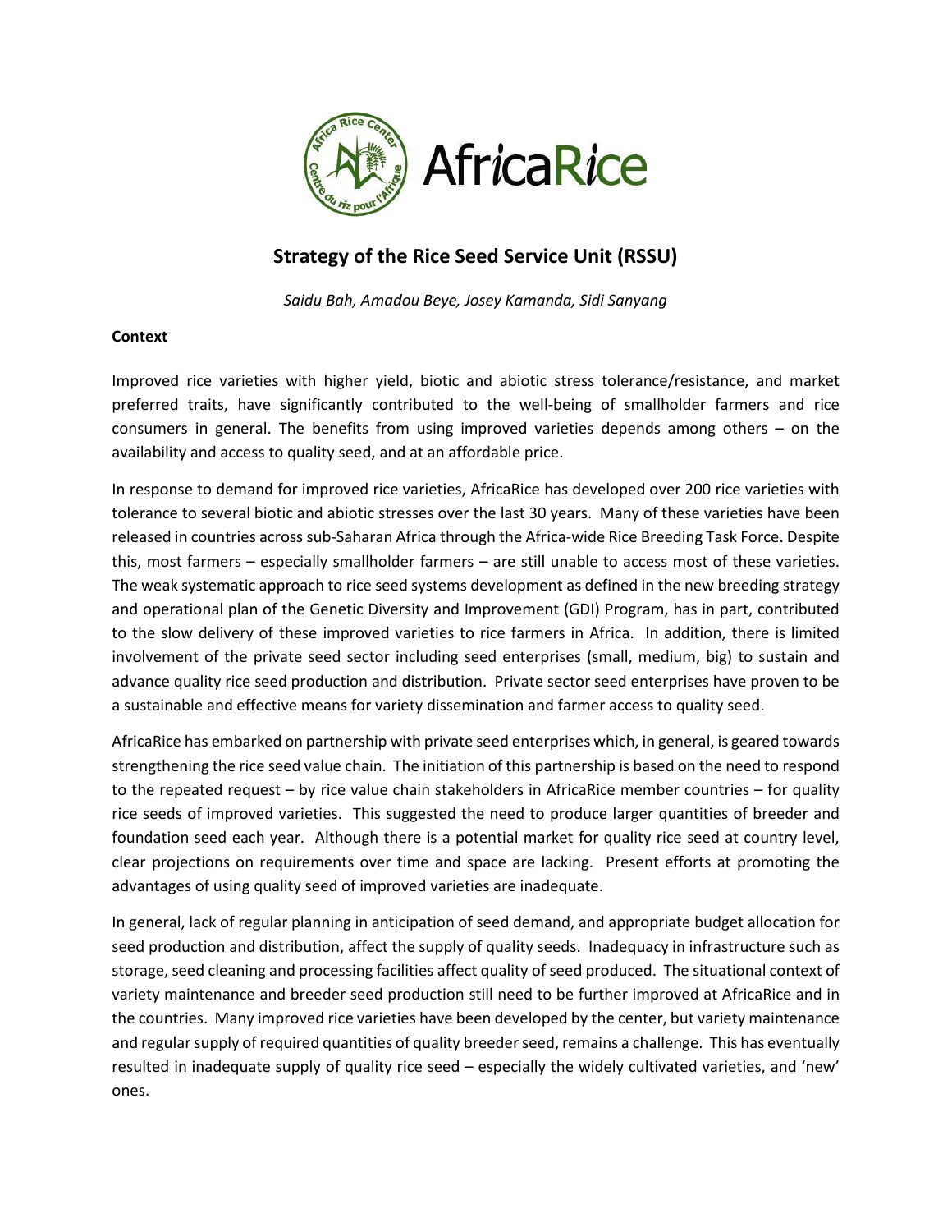# Strategy of the Rice Seed Service Unit (RSSU)

*Saidu Bah, Amadou Beye, Josey Kamanda, Sidi Sanyang*

**Context**

Improved rice varieties with higher yield, biotic and abiotic stress tolerance/resistance, and market preferred traits, have significantly contributed to the well-being of smallholder farmers and rice consumers in general. The benefits from using improved varieties depends among others – on the availability and access to quality seed, and at an affordable price.

In response to demand for improved rice varieties, AfricaRice has developed over 200 rice varieties with tolerance to several biotic and abiotic stresses over the last 30 years. Many of these varieties have been released in countries across sub-Saharan Africa through the Africa-wide Rice Breeding Task Force. Despite this, most farmers – especially smallholder farmers – are still unable to access most of these varieties. The weak systematic approach to rice seed systems development as defined in the new breeding strategy and operational plan of the Genetic Diversity and Improvement (GDI) Program, has in part, contributed to the slow delivery of these improved varieties to rice farmers in Africa. In addition, there is limited involvement of the private seed sector including seed enterprises (small, medium, big) to sustain and advance quality rice seed production and distribution. Private sector seed enterprises have proven to be a sustainable and effective means for variety dissemination and farmer access to quality seed.

AfricaRice has embarked on partnership with private seed enterprises which, in general, is geared towards strengthening the rice seed value chain. The initiation of this partnership is based on the need to respond to the repeated request – by rice value chain stakeholders in AfricaRice member countries – for quality rice seeds of improved varieties. This suggested the need to produce larger quantities of breeder and foundation seed each year. Although there is a potential market for quality rice seed at country level, clear projections on requirements over time and space are lacking. Present efforts at promoting the advantages of using quality seed of improved varieties are inadequate.

In general, lack of regular planning in anticipation of seed demand, and appropriate budget allocation for seed production and distribution, affect the supply of quality seeds. Inadequacy in infrastructure such as storage, seed cleaning and processing facilities affect quality of seed produced. The situational context of variety maintenance and breeder seed production still need to be further improved at AfricaRice and in the countries. Many improved rice varieties have been developed by the center, but variety maintenance and regular supply of required quantities of quality breeder seed, remains a challenge. This has eventually resulted in inadequate supply of quality rice seed – especially the widely cultivated varieties, and 'new' ones.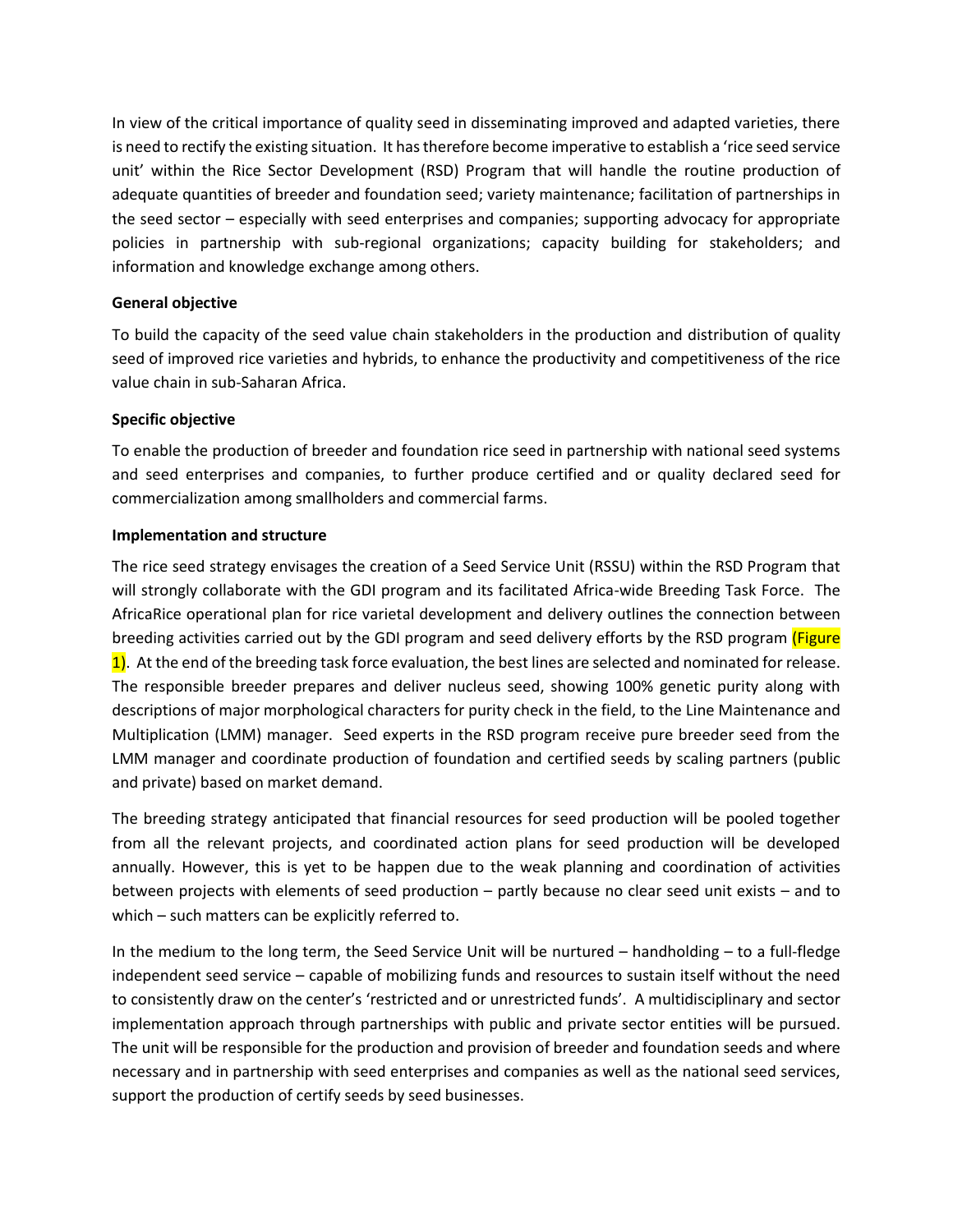In view of the critical importance of quality seed in disseminating improved and adapted varieties, there is need to rectify the existing situation. It has therefore become imperative to establish a 'rice seed service unit' within the Rice Sector Development (RSD) Program that will handle the routine production of adequate quantities of breeder and foundation seed; variety maintenance; facilitation of partnerships in the seed sector – especially with seed enterprises and companies; supporting advocacy for appropriate policies in partnership with sub-regional organizations; capacity building for stakeholders; and information and knowledge exchange among others.

**General objective**

To build the capacity of the seed value chain stakeholders in the production and distribution of quality seed of improved rice varieties and hybrids, to enhance the productivity and competitiveness of the rice value chain in sub-Saharan Africa.

**Specific objective**

To enable the production of breeder and foundation rice seed in partnership with national seed systems and seed enterprises and companies, to further produce certified and or quality declared seed for commercialization among smallholders and commercial farms.

**Implementation and structure**

The rice seed strategy envisages the creation of a Seed Service Unit (RSSU) within the RSD Program that will strongly collaborate with the GDI program and its facilitated Africa-wide Breeding Task Force. The AfricaRice operational plan for rice varietal development and delivery outlines the connection between breeding activities carried out by the GDI program and seed delivery efforts by the RSD program (Figure 1). At the end of the breeding task force evaluation, the best lines are selected and nominated for release. The responsible breeder prepares and deliver nucleus seed, showing 100% genetic purity along with descriptions of major morphological characters for purity check in the field, to the Line Maintenance and Multiplication (LMM) manager. Seed experts in the RSD program receive pure breeder seed from the LMM manager and coordinate production of foundation and certified seeds by scaling partners (public and private) based on market demand.

The breeding strategy anticipated that financial resources for seed production will be pooled together from all the relevant projects, and coordinated action plans for seed production will be developed annually. However, this is yet to be happen due to the weak planning and coordination of activities between projects with elements of seed production – partly because no clear seed unit exists – and to which – such matters can be explicitly referred to.

In the medium to the long term, the Seed Service Unit will be nurtured – handholding – to a full-fledge independent seed service – capable of mobilizing funds and resources to sustain itself without the need to consistently draw on the center's 'restricted and or unrestricted funds'. A multidisciplinary and sector implementation approach through partnerships with public and private sector entities will be pursued. The unit will be responsible for the production and provision of breeder and foundation seeds and where necessary and in partnership with seed enterprises and companies as well as the national seed services, support the production of certify seeds by seed businesses.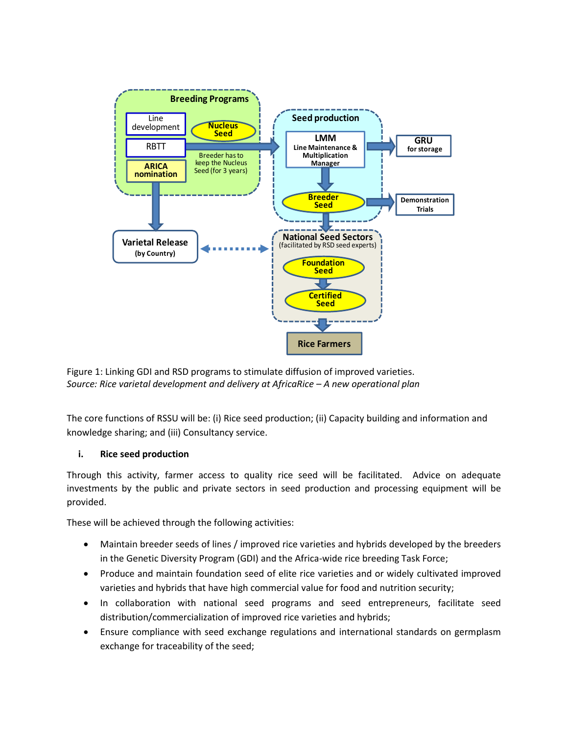Figure 1: Linking GDI and RSD programs to stimulate diffusion of improved varieties.
*Source: Rice varietal development and delivery at AfricaRice – A new operational plan*

The core functions of RSSU will be: (i) Rice seed production; (ii) Capacity building and information and knowledge sharing; and (iii) Consultancy service.

### i. Rice seed production

Through this activity, farmer access to quality rice seed will be facilitated. Advice on adequate investments by the public and private sectors in seed production and processing equipment will be provided.

These will be achieved through the following activities:

- Maintain breeder seeds of lines / improved rice varieties and hybrids developed by the breeders in the Genetic Diversity Program (GDI) and the Africa-wide rice breeding Task Force;
- Produce and maintain foundation seed of elite rice varieties and or widely cultivated improved varieties and hybrids that have high commercial value for food and nutrition security;
- In collaboration with national seed programs and seed entrepreneurs, facilitate seed distribution/commercialization of improved rice varieties and hybrids;
- Ensure compliance with seed exchange regulations and international standards on germplasm exchange for traceability of the seed;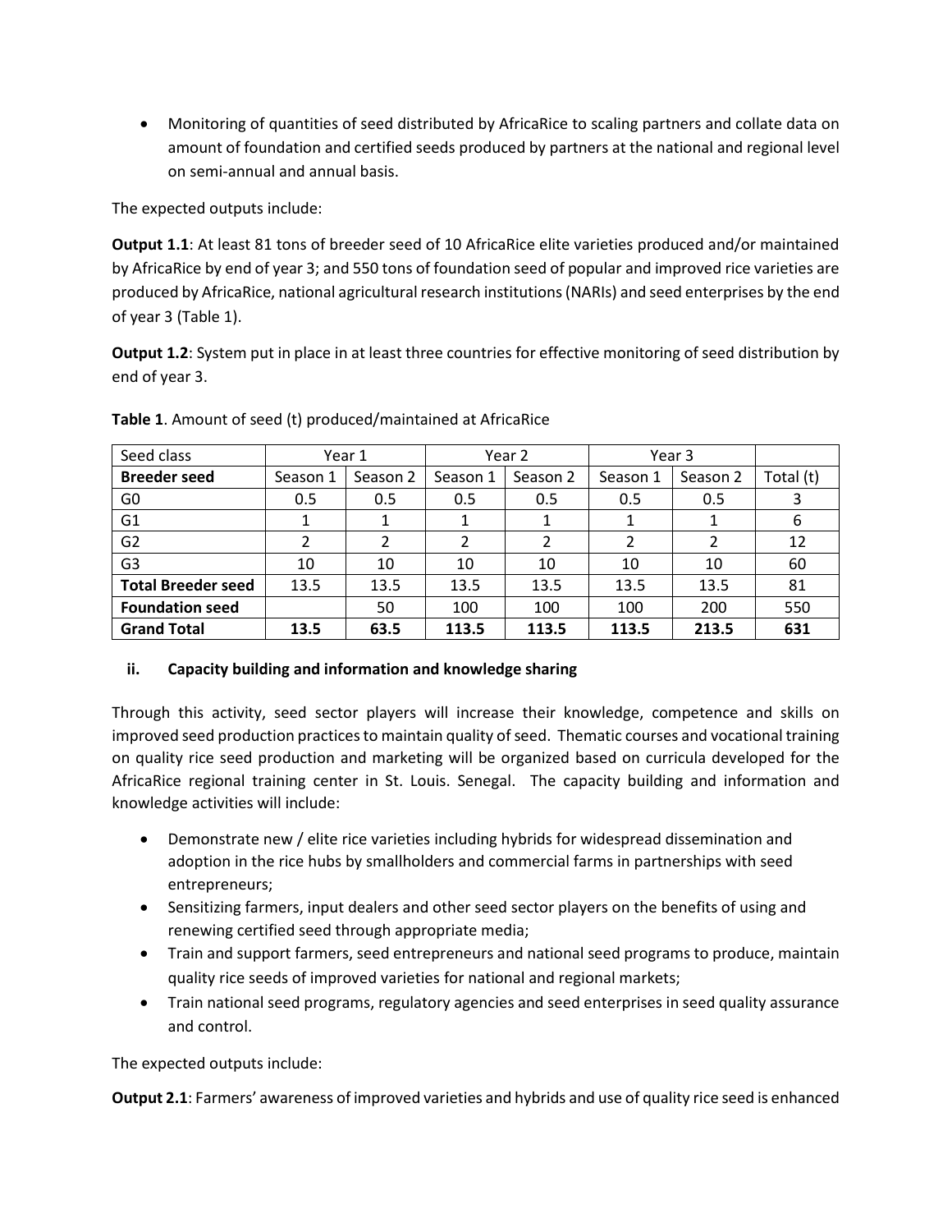- Monitoring of quantities of seed distributed by AfricaRice to scaling partners and collate data on amount of foundation and certified seeds produced by partners at the national and regional level on semi-annual and annual basis.

The expected outputs include:

**Output 1.1**: At least 81 tons of breeder seed of 10 AfricaRice elite varieties produced and/or maintained by AfricaRice by end of year 3; and 550 tons of foundation seed of popular and improved rice varieties are produced by AfricaRice, national agricultural research institutions (NARIs) and seed enterprises by the end of year 3 (Table 1).

**Output 1.2**: System put in place in at least three countries for effective monitoring of seed distribution by end of year 3.

**Table 1**. Amount of seed (t) produced/maintained at AfricaRice

| Seed class | Year 1 | | Year 2 | | Year 3 | | |
|---|---|---|---|---|---|---|---|
| **Breeder seed** | Season 1 | Season 2 | Season 1 | Season 2 | Season 1 | Season 2 | Total (t) |
| G0 | 0.5 | 0.5 | 0.5 | 0.5 | 0.5 | 0.5 | 3 |
| G1 | 1 | 1 | 1 | 1 | 1 | 1 | 6 |
| G2 | 2 | 2 | 2 | 2 | 2 | 2 | 12 |
| G3 | 10 | 10 | 10 | 10 | 10 | 10 | 60 |
| **Total Breeder seed** | 13.5 | 13.5 | 13.5 | 13.5 | 13.5 | 13.5 | 81 |
| **Foundation seed** | | 50 | 100 | 100 | 100 | 200 | 550 |
| **Grand Total** | **13.5** | **63.5** | **113.5** | **113.5** | **113.5** | **213.5** | **631** |

### ii. Capacity building and information and knowledge sharing

Through this activity, seed sector players will increase their knowledge, competence and skills on improved seed production practices to maintain quality of seed. Thematic courses and vocational training on quality rice seed production and marketing will be organized based on curricula developed for the AfricaRice regional training center in St. Louis. Senegal. The capacity building and information and knowledge activities will include:

- Demonstrate new / elite rice varieties including hybrids for widespread dissemination and adoption in the rice hubs by smallholders and commercial farms in partnerships with seed entrepreneurs;
- Sensitizing farmers, input dealers and other seed sector players on the benefits of using and renewing certified seed through appropriate media;
- Train and support farmers, seed entrepreneurs and national seed programs to produce, maintain quality rice seeds of improved varieties for national and regional markets;
- Train national seed programs, regulatory agencies and seed enterprises in seed quality assurance and control.

The expected outputs include:

**Output 2.1**: Farmers' awareness of improved varieties and hybrids and use of quality rice seed is enhanced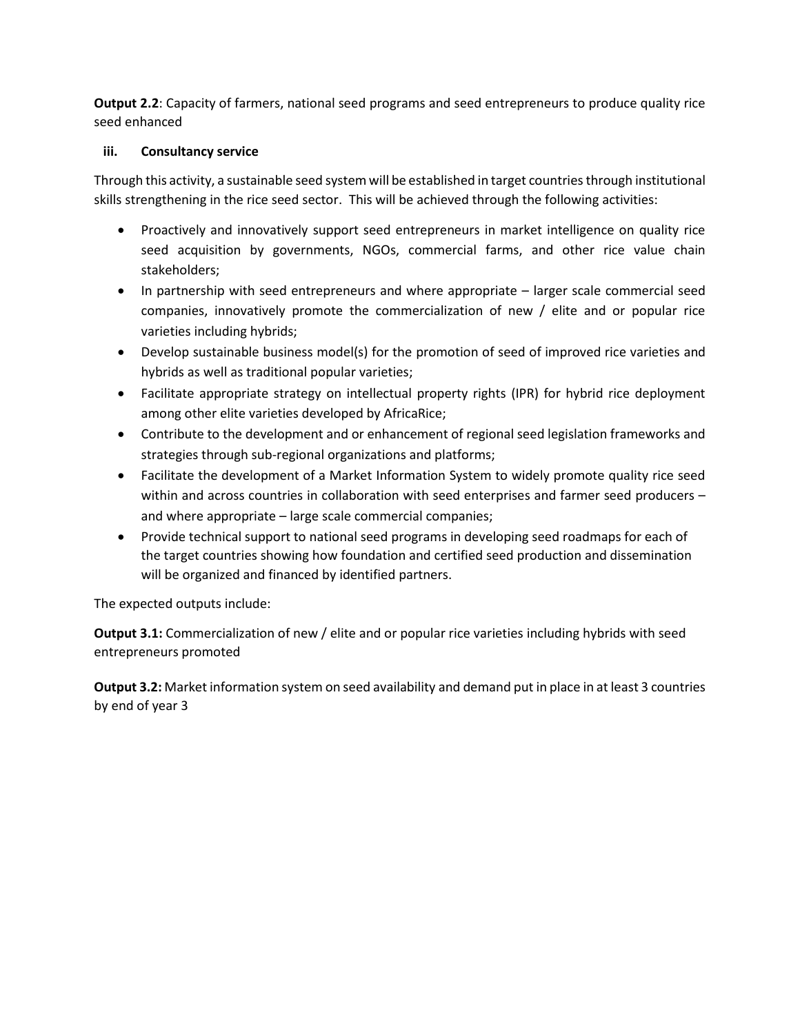**Output 2.2**: Capacity of farmers, national seed programs and seed entrepreneurs to produce quality rice seed enhanced

### iii. Consultancy service

Through this activity, a sustainable seed system will be established in target countries through institutional skills strengthening in the rice seed sector. This will be achieved through the following activities:

- Proactively and innovatively support seed entrepreneurs in market intelligence on quality rice seed acquisition by governments, NGOs, commercial farms, and other rice value chain stakeholders;
- In partnership with seed entrepreneurs and where appropriate – larger scale commercial seed companies, innovatively promote the commercialization of new / elite and or popular rice varieties including hybrids;
- Develop sustainable business model(s) for the promotion of seed of improved rice varieties and hybrids as well as traditional popular varieties;
- Facilitate appropriate strategy on intellectual property rights (IPR) for hybrid rice deployment among other elite varieties developed by AfricaRice;
- Contribute to the development and or enhancement of regional seed legislation frameworks and strategies through sub-regional organizations and platforms;
- Facilitate the development of a Market Information System to widely promote quality rice seed within and across countries in collaboration with seed enterprises and farmer seed producers – and where appropriate – large scale commercial companies;
- Provide technical support to national seed programs in developing seed roadmaps for each of the target countries showing how foundation and certified seed production and dissemination will be organized and financed by identified partners.

The expected outputs include:

**Output 3.1:** Commercialization of new / elite and or popular rice varieties including hybrids with seed entrepreneurs promoted

**Output 3.2:** Market information system on seed availability and demand put in place in at least 3 countries by end of year 3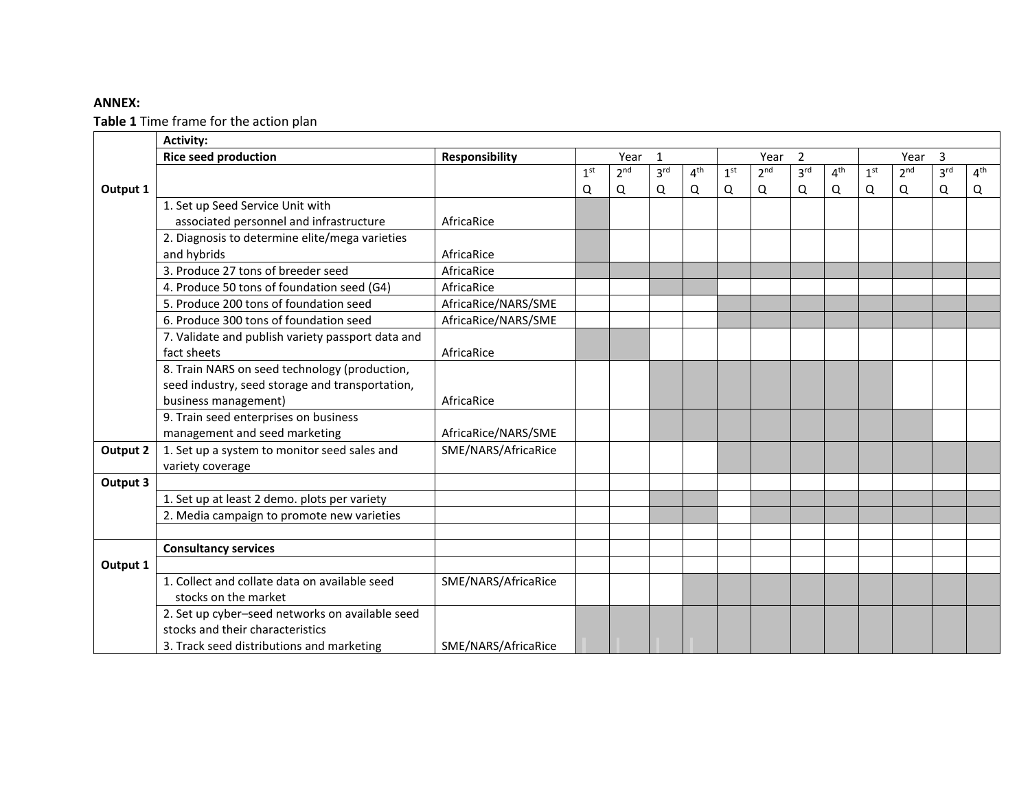**ANNEX:**

**Table 1** Time frame for the action plan

(■ = shaded cell in the original)

| | **Activity:** | | | | | | | | | | | | | | |
|---|---|---|---|---|---|---|---|---|---|---|---|---|---|---|---|
| | **Rice seed production** | **Responsibility** | Year 1 | | | | Year 2 | | | | Year 3 | | | | |
| **Output 1** | | | 1st Q | 2nd Q | 3rd Q | 4th Q | 1st Q | 2nd Q | 3rd Q | 4th Q | 1st Q | 2nd Q | 3rd Q | 4th Q | |
| | 1. Set up Seed Service Unit with associated personnel and infrastructure | AfricaRice | ■ | | | | | | | | | | | | |
| | 2. Diagnosis to determine elite/mega varieties and hybrids | AfricaRice | ■ | | | | | | | | | | | | |
| | 3. Produce 27 tons of breeder seed | AfricaRice | ■ | ■ | ■ | ■ | ■ | ■ | ■ | ■ | ■ | ■ | ■ | ■ | |
| | 4. Produce 50 tons of foundation seed (G4) | AfricaRice | | | ■ | ■ | | | | | | | | | |
| | 5. Produce 200 tons of foundation seed | AfricaRice/NARS/SME | | | | | ■ | ■ | ■ | ■ | ■ | ■ | ■ | ■ | |
| | 6. Produce 300 tons of foundation seed | AfricaRice/NARS/SME | | | | | ■ | ■ | ■ | ■ | ■ | ■ | ■ | ■ | |
| | 7. Validate and publish variety passport data and fact sheets | AfricaRice | ■ | ■ | | | | | | | | | | | |
| | 8. Train NARS on seed technology (production, seed industry, seed storage and transportation, business management) | AfricaRice | | | ■ | ■ | ■ | ■ | ■ | ■ | ■ | | | | |
| | 9. Train seed enterprises on business management and seed marketing | AfricaRice/NARS/SME | | | ■ | ■ | ■ | ■ | ■ | ■ | ■ | ■ | | | |
| **Output 2** | 1. Set up a system to monitor seed sales and variety coverage | SME/NARS/AfricaRice | | | | | ■ | ■ | ■ | ■ | ■ | ■ | ■ | ■ | |
| **Output 3** | | | | | | | | | | | | | | | |
| | 1. Set up at least 2 demo. plots per variety | | | | ■ | ■ | | ■ | ■ | ■ | ■ | ■ | ■ | ■ | |
| | 2. Media campaign to promote new varieties | | | | ■ | ■ | | ■ | ■ | ■ | ■ | ■ | ■ | ■ | |
| | | | | | | | | | | | | | | | |
| | **Consultancy services** | | | | | | | | | | | | | | |
| **Output 1** | | | | | | | | | | | | | | | |
| | 1. Collect and collate data on available seed stocks on the market | SME/NARS/AfricaRice | | | | ■ | ■ | ■ | ■ | ■ | ■ | ■ | ■ | ■ | |
| | 2. Set up cyber–seed networks on available seed stocks and their characteristics<br>3. Track seed distributions and marketing | SME/NARS/AfricaRice | ■ | ■ | ■ | ■ | ■ | ■ | ■ | ■ | ■ | ■ | ■ | ■ | |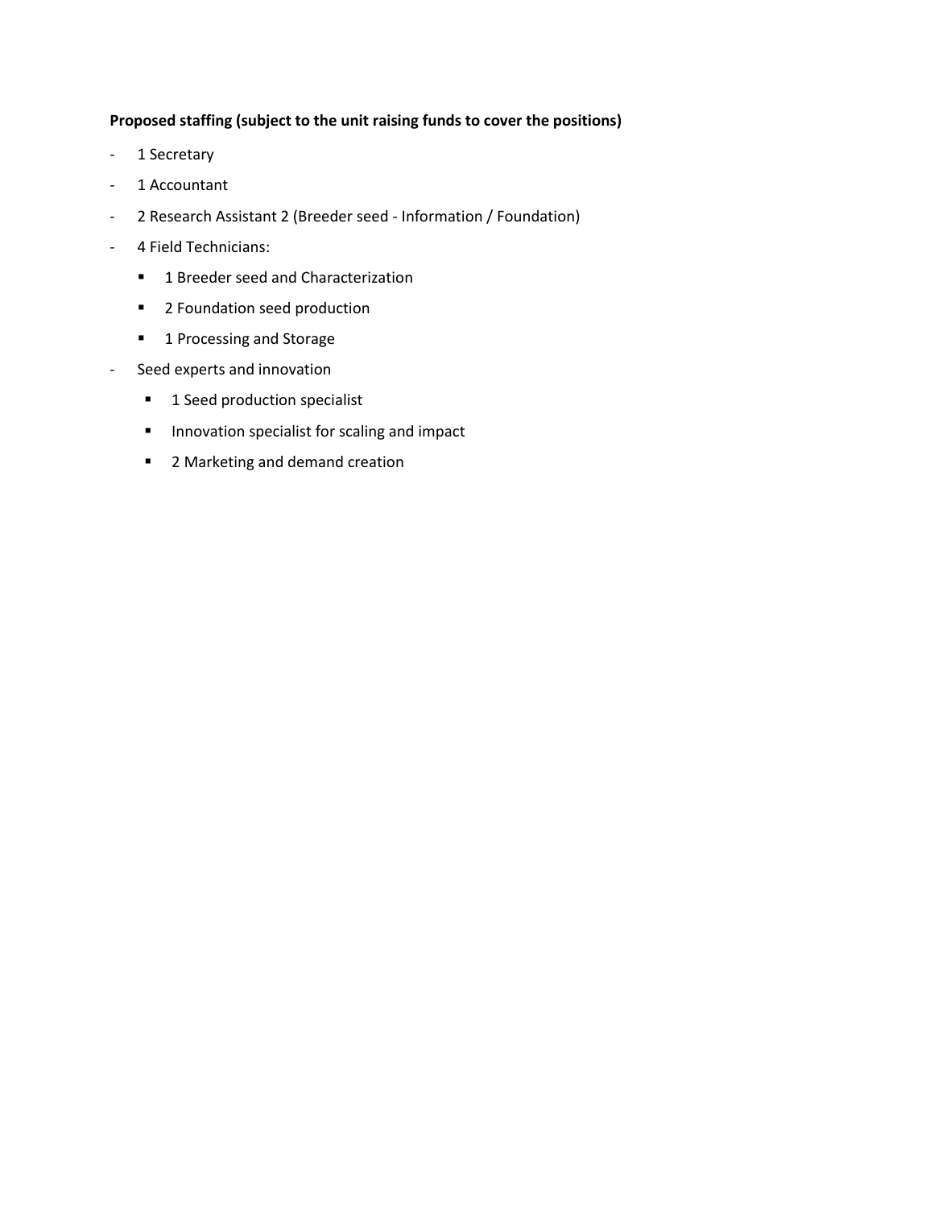**Proposed staffing (subject to the unit raising funds to cover the positions)**

- 1 Secretary
- 1 Accountant
- 2 Research Assistant 2 (Breeder seed - Information / Foundation)
- 4 Field Technicians:
  - 1 Breeder seed and Characterization
  - 2 Foundation seed production
  - 1 Processing and Storage
- Seed experts and innovation
  - 1 Seed production specialist
  - Innovation specialist for scaling and impact
  - 2 Marketing and demand creation